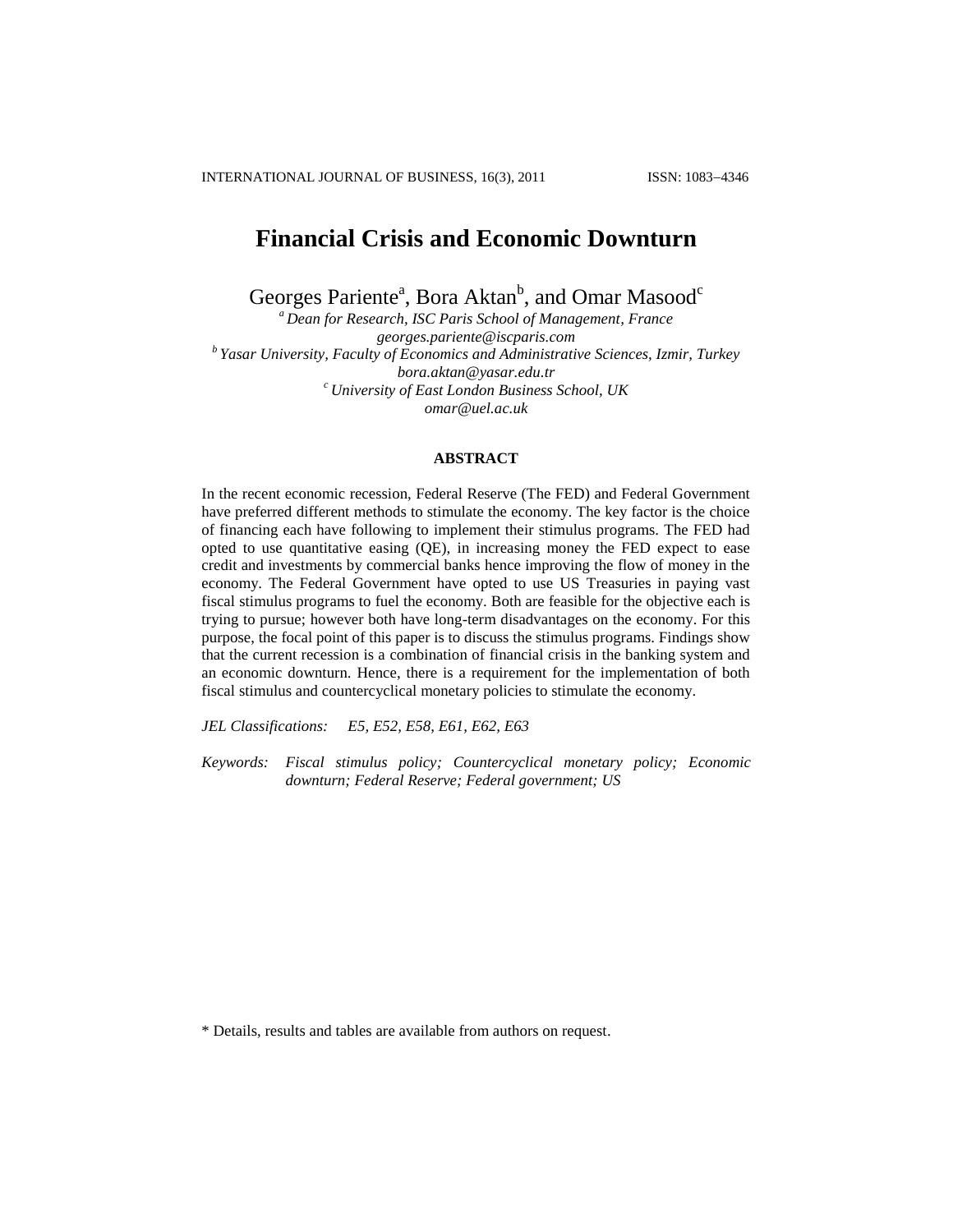# Financial Crisis and Economic Downturn

Georges Pariente[a], Bora Aktan[b], and Omar Masood[c]

[a] *Dean for Research, ISC Paris School of Management, France*
*georges.pariente@iscparis.com*
[b] *Yasar University, Faculty of Economics and Administrative Sciences, Izmir, Turkey*
*bora.aktan@yasar.edu.tr*
[c] *University of East London Business School, UK*
*omar@uel.ac.uk*

## ABSTRACT

In the recent economic recession, Federal Reserve (The FED) and Federal Government have preferred different methods to stimulate the economy. The key factor is the choice of financing each have following to implement their stimulus programs. The FED had opted to use quantitative easing (QE), in increasing money the FED expect to ease credit and investments by commercial banks hence improving the flow of money in the economy. The Federal Government have opted to use US Treasuries in paying vast fiscal stimulus programs to fuel the economy. Both are feasible for the objective each is trying to pursue; however both have long-term disadvantages on the economy. For this purpose, the focal point of this paper is to discuss the stimulus programs. Findings show that the current recession is a combination of financial crisis in the banking system and an economic downturn. Hence, there is a requirement for the implementation of both fiscal stimulus and countercyclical monetary policies to stimulate the economy.

*JEL Classifications:* *E5, E52, E58, E61, E62, E63*

*Keywords:* *Fiscal stimulus policy; Countercyclical monetary policy; Economic downturn; Federal Reserve; Federal government; US*

\* Details, results and tables are available from authors on request.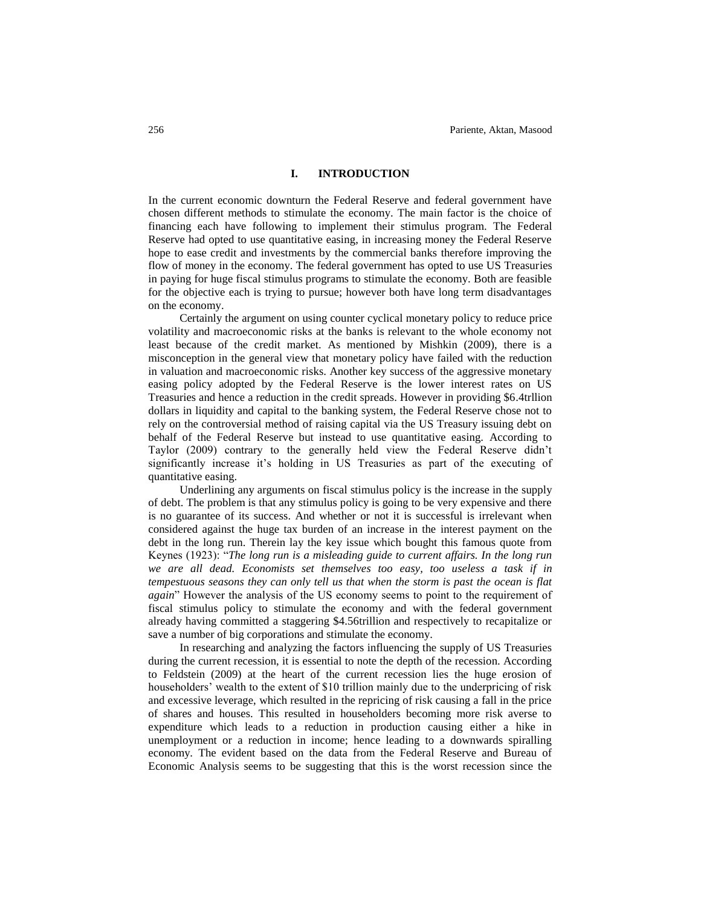## I. INTRODUCTION

In the current economic downturn the Federal Reserve and federal government have chosen different methods to stimulate the economy. The main factor is the choice of financing each have following to implement their stimulus program. The Federal Reserve had opted to use quantitative easing, in increasing money the Federal Reserve hope to ease credit and investments by the commercial banks therefore improving the flow of money in the economy. The federal government has opted to use US Treasuries in paying for huge fiscal stimulus programs to stimulate the economy. Both are feasible for the objective each is trying to pursue; however both have long term disadvantages on the economy.

Certainly the argument on using counter cyclical monetary policy to reduce price volatility and macroeconomic risks at the banks is relevant to the whole economy not least because of the credit market. As mentioned by Mishkin (2009), there is a misconception in the general view that monetary policy have failed with the reduction in valuation and macroeconomic risks. Another key success of the aggressive monetary easing policy adopted by the Federal Reserve is the lower interest rates on US Treasuries and hence a reduction in the credit spreads. However in providing \$6.4trllion dollars in liquidity and capital to the banking system, the Federal Reserve chose not to rely on the controversial method of raising capital via the US Treasury issuing debt on behalf of the Federal Reserve but instead to use quantitative easing. According to Taylor (2009) contrary to the generally held view the Federal Reserve didn't significantly increase it's holding in US Treasuries as part of the executing of quantitative easing.

Underlining any arguments on fiscal stimulus policy is the increase in the supply of debt. The problem is that any stimulus policy is going to be very expensive and there is no guarantee of its success. And whether or not it is successful is irrelevant when considered against the huge tax burden of an increase in the interest payment on the debt in the long run. Therein lay the key issue which bought this famous quote from Keynes (1923): "*The long run is a misleading guide to current affairs. In the long run we are all dead. Economists set themselves too easy, too useless a task if in tempestuous seasons they can only tell us that when the storm is past the ocean is flat again*" However the analysis of the US economy seems to point to the requirement of fiscal stimulus policy to stimulate the economy and with the federal government already having committed a staggering \$4.56trillion and respectively to recapitalize or save a number of big corporations and stimulate the economy.

In researching and analyzing the factors influencing the supply of US Treasuries during the current recession, it is essential to note the depth of the recession. According to Feldstein (2009) at the heart of the current recession lies the huge erosion of householders' wealth to the extent of \$10 trillion mainly due to the underpricing of risk and excessive leverage, which resulted in the repricing of risk causing a fall in the price of shares and houses. This resulted in householders becoming more risk averse to expenditure which leads to a reduction in production causing either a hike in unemployment or a reduction in income; hence leading to a downwards spiralling economy. The evident based on the data from the Federal Reserve and Bureau of Economic Analysis seems to be suggesting that this is the worst recession since the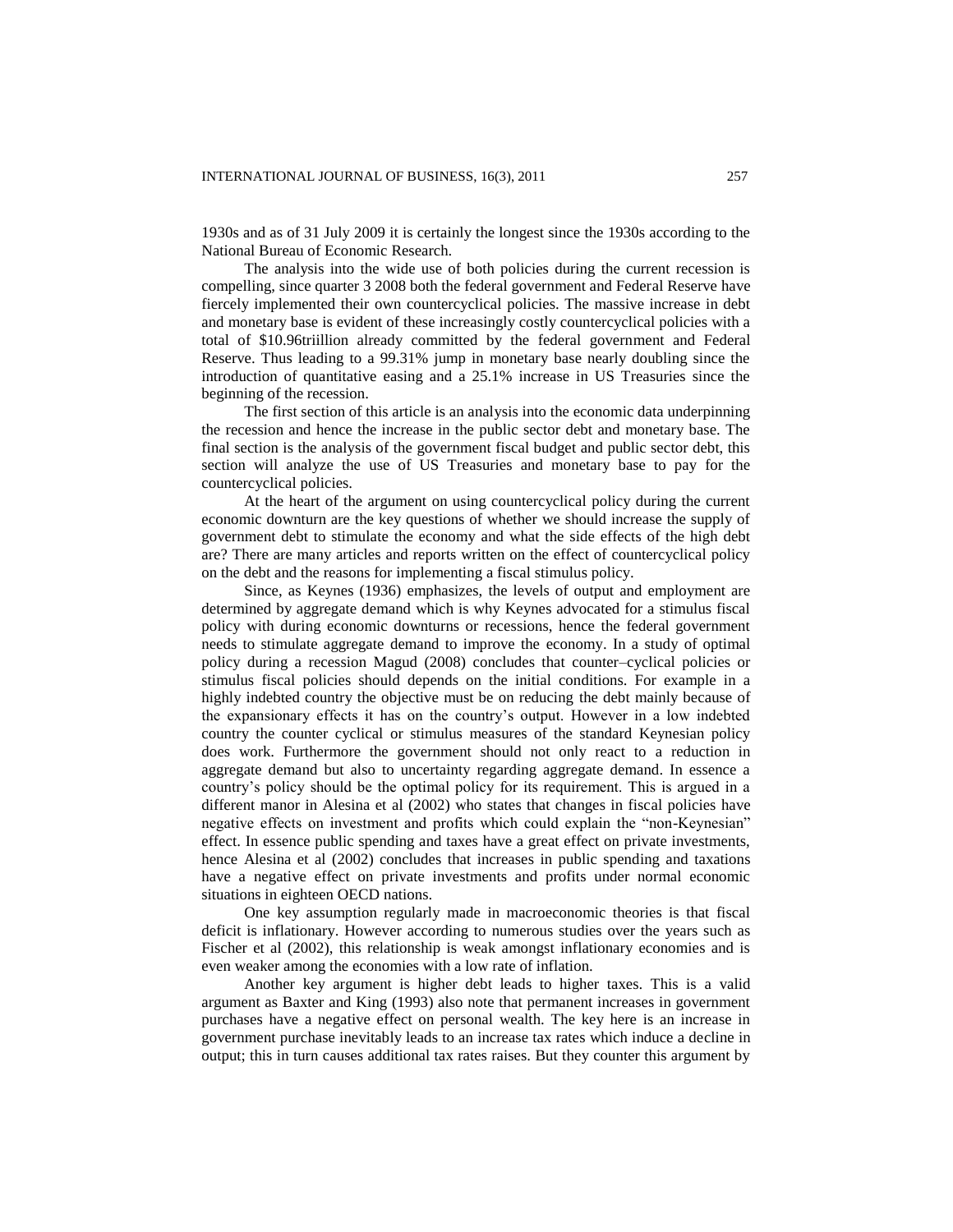1930s and as of 31 July 2009 it is certainly the longest since the 1930s according to the National Bureau of Economic Research.

The analysis into the wide use of both policies during the current recession is compelling, since quarter 3 2008 both the federal government and Federal Reserve have fiercely implemented their own countercyclical policies. The massive increase in debt and monetary base is evident of these increasingly costly countercyclical policies with a total of \$10.96triillion already committed by the federal government and Federal Reserve. Thus leading to a 99.31% jump in monetary base nearly doubling since the introduction of quantitative easing and a 25.1% increase in US Treasuries since the beginning of the recession.

The first section of this article is an analysis into the economic data underpinning the recession and hence the increase in the public sector debt and monetary base. The final section is the analysis of the government fiscal budget and public sector debt, this section will analyze the use of US Treasuries and monetary base to pay for the countercyclical policies.

At the heart of the argument on using countercyclical policy during the current economic downturn are the key questions of whether we should increase the supply of government debt to stimulate the economy and what the side effects of the high debt are? There are many articles and reports written on the effect of countercyclical policy on the debt and the reasons for implementing a fiscal stimulus policy.

Since, as Keynes (1936) emphasizes, the levels of output and employment are determined by aggregate demand which is why Keynes advocated for a stimulus fiscal policy with during economic downturns or recessions, hence the federal government needs to stimulate aggregate demand to improve the economy. In a study of optimal policy during a recession Magud (2008) concludes that counter–cyclical policies or stimulus fiscal policies should depends on the initial conditions. For example in a highly indebted country the objective must be on reducing the debt mainly because of the expansionary effects it has on the country's output. However in a low indebted country the counter cyclical or stimulus measures of the standard Keynesian policy does work. Furthermore the government should not only react to a reduction in aggregate demand but also to uncertainty regarding aggregate demand. In essence a country's policy should be the optimal policy for its requirement. This is argued in a different manor in Alesina et al (2002) who states that changes in fiscal policies have negative effects on investment and profits which could explain the "non-Keynesian" effect. In essence public spending and taxes have a great effect on private investments, hence Alesina et al (2002) concludes that increases in public spending and taxations have a negative effect on private investments and profits under normal economic situations in eighteen OECD nations.

One key assumption regularly made in macroeconomic theories is that fiscal deficit is inflationary. However according to numerous studies over the years such as Fischer et al (2002), this relationship is weak amongst inflationary economies and is even weaker among the economies with a low rate of inflation.

Another key argument is higher debt leads to higher taxes. This is a valid argument as Baxter and King (1993) also note that permanent increases in government purchases have a negative effect on personal wealth. The key here is an increase in government purchase inevitably leads to an increase tax rates which induce a decline in output; this in turn causes additional tax rates raises. But they counter this argument by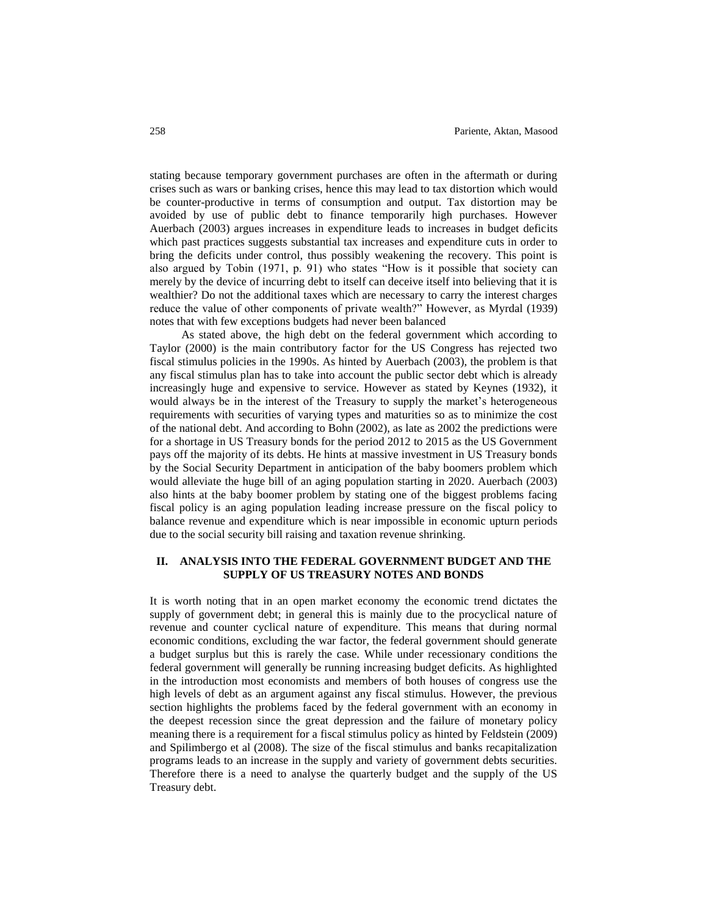stating because temporary government purchases are often in the aftermath or during crises such as wars or banking crises, hence this may lead to tax distortion which would be counter-productive in terms of consumption and output. Tax distortion may be avoided by use of public debt to finance temporarily high purchases. However Auerbach (2003) argues increases in expenditure leads to increases in budget deficits which past practices suggests substantial tax increases and expenditure cuts in order to bring the deficits under control, thus possibly weakening the recovery. This point is also argued by Tobin (1971, p. 91) who states "How is it possible that society can merely by the device of incurring debt to itself can deceive itself into believing that it is wealthier? Do not the additional taxes which are necessary to carry the interest charges reduce the value of other components of private wealth?" However, as Myrdal (1939) notes that with few exceptions budgets had never been balanced

As stated above, the high debt on the federal government which according to Taylor (2000) is the main contributory factor for the US Congress has rejected two fiscal stimulus policies in the 1990s. As hinted by Auerbach (2003), the problem is that any fiscal stimulus plan has to take into account the public sector debt which is already increasingly huge and expensive to service. However as stated by Keynes (1932), it would always be in the interest of the Treasury to supply the market's heterogeneous requirements with securities of varying types and maturities so as to minimize the cost of the national debt. And according to Bohn (2002), as late as 2002 the predictions were for a shortage in US Treasury bonds for the period 2012 to 2015 as the US Government pays off the majority of its debts. He hints at massive investment in US Treasury bonds by the Social Security Department in anticipation of the baby boomers problem which would alleviate the huge bill of an aging population starting in 2020. Auerbach (2003) also hints at the baby boomer problem by stating one of the biggest problems facing fiscal policy is an aging population leading increase pressure on the fiscal policy to balance revenue and expenditure which is near impossible in economic upturn periods due to the social security bill raising and taxation revenue shrinking.

## II. ANALYSIS INTO THE FEDERAL GOVERNMENT BUDGET AND THE SUPPLY OF US TREASURY NOTES AND BONDS

It is worth noting that in an open market economy the economic trend dictates the supply of government debt; in general this is mainly due to the procyclical nature of revenue and counter cyclical nature of expenditure. This means that during normal economic conditions, excluding the war factor, the federal government should generate a budget surplus but this is rarely the case. While under recessionary conditions the federal government will generally be running increasing budget deficits. As highlighted in the introduction most economists and members of both houses of congress use the high levels of debt as an argument against any fiscal stimulus. However, the previous section highlights the problems faced by the federal government with an economy in the deepest recession since the great depression and the failure of monetary policy meaning there is a requirement for a fiscal stimulus policy as hinted by Feldstein (2009) and Spilimbergo et al (2008). The size of the fiscal stimulus and banks recapitalization programs leads to an increase in the supply and variety of government debts securities. Therefore there is a need to analyse the quarterly budget and the supply of the US Treasury debt.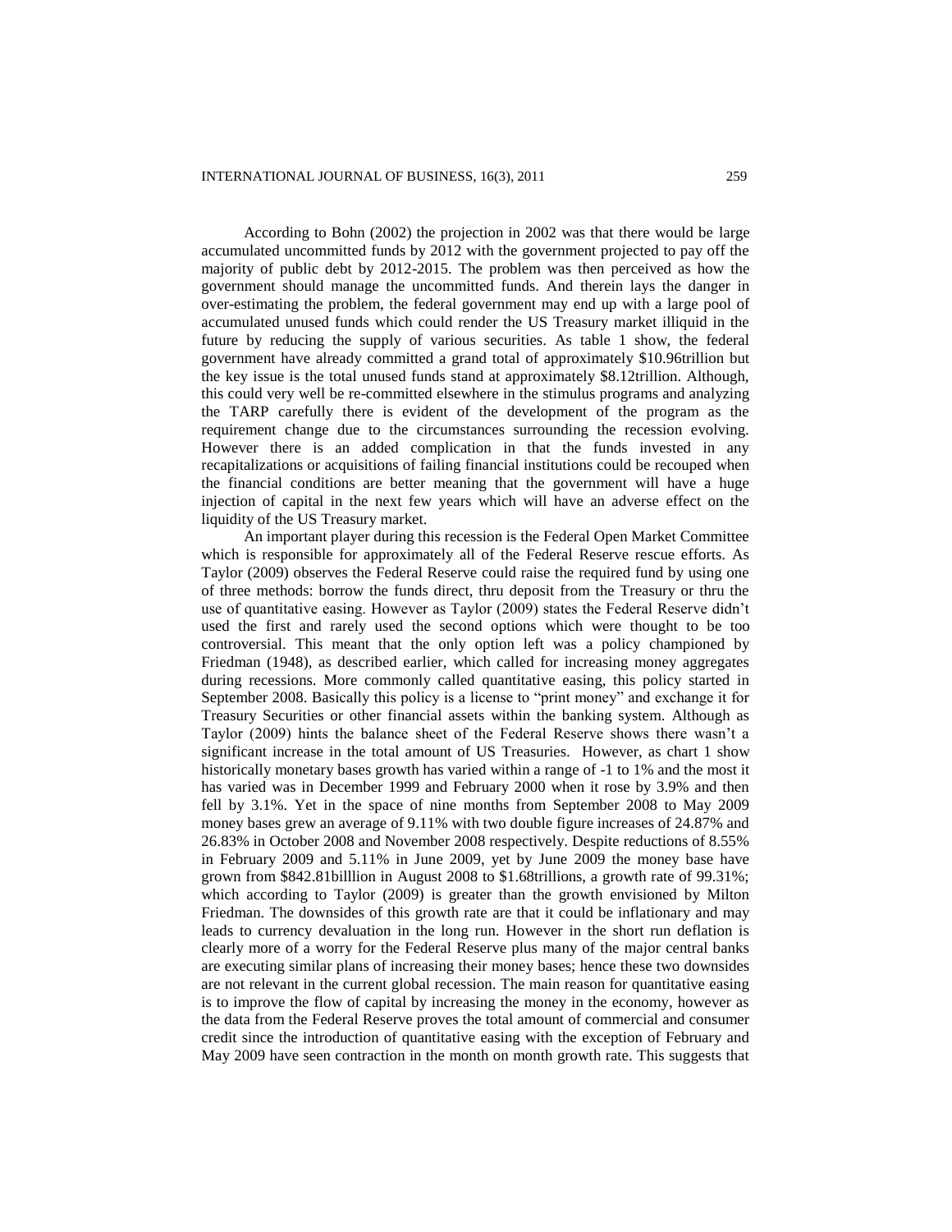According to Bohn (2002) the projection in 2002 was that there would be large accumulated uncommitted funds by 2012 with the government projected to pay off the majority of public debt by 2012-2015. The problem was then perceived as how the government should manage the uncommitted funds. And therein lays the danger in over-estimating the problem, the federal government may end up with a large pool of accumulated unused funds which could render the US Treasury market illiquid in the future by reducing the supply of various securities. As table 1 show, the federal government have already committed a grand total of approximately \$10.96trillion but the key issue is the total unused funds stand at approximately \$8.12trillion. Although, this could very well be re-committed elsewhere in the stimulus programs and analyzing the TARP carefully there is evident of the development of the program as the requirement change due to the circumstances surrounding the recession evolving. However there is an added complication in that the funds invested in any recapitalizations or acquisitions of failing financial institutions could be recouped when the financial conditions are better meaning that the government will have a huge injection of capital in the next few years which will have an adverse effect on the liquidity of the US Treasury market.

An important player during this recession is the Federal Open Market Committee which is responsible for approximately all of the Federal Reserve rescue efforts. As Taylor (2009) observes the Federal Reserve could raise the required fund by using one of three methods: borrow the funds direct, thru deposit from the Treasury or thru the use of quantitative easing. However as Taylor (2009) states the Federal Reserve didn't used the first and rarely used the second options which were thought to be too controversial. This meant that the only option left was a policy championed by Friedman (1948), as described earlier, which called for increasing money aggregates during recessions. More commonly called quantitative easing, this policy started in September 2008. Basically this policy is a license to "print money" and exchange it for Treasury Securities or other financial assets within the banking system. Although as Taylor (2009) hints the balance sheet of the Federal Reserve shows there wasn't a significant increase in the total amount of US Treasuries. However, as chart 1 show historically monetary bases growth has varied within a range of -1 to 1% and the most it has varied was in December 1999 and February 2000 when it rose by 3.9% and then fell by 3.1%. Yet in the space of nine months from September 2008 to May 2009 money bases grew an average of 9.11% with two double figure increases of 24.87% and 26.83% in October 2008 and November 2008 respectively. Despite reductions of 8.55% in February 2009 and 5.11% in June 2009, yet by June 2009 the money base have grown from \$842.81billlion in August 2008 to \$1.68trillions, a growth rate of 99.31%; which according to Taylor (2009) is greater than the growth envisioned by Milton Friedman. The downsides of this growth rate are that it could be inflationary and may leads to currency devaluation in the long run. However in the short run deflation is clearly more of a worry for the Federal Reserve plus many of the major central banks are executing similar plans of increasing their money bases; hence these two downsides are not relevant in the current global recession. The main reason for quantitative easing is to improve the flow of capital by increasing the money in the economy, however as the data from the Federal Reserve proves the total amount of commercial and consumer credit since the introduction of quantitative easing with the exception of February and May 2009 have seen contraction in the month on month growth rate. This suggests that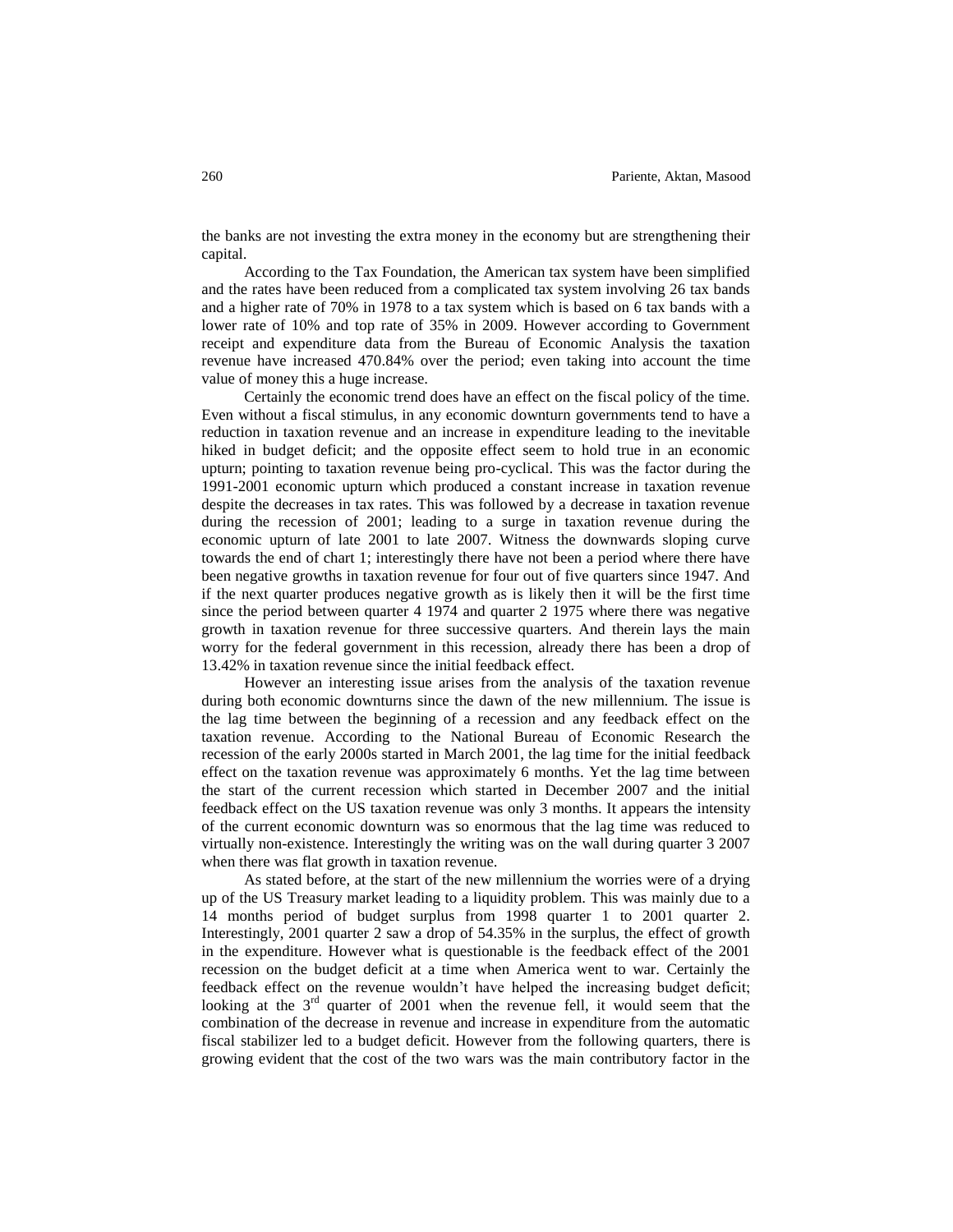the banks are not investing the extra money in the economy but are strengthening their capital.

According to the Tax Foundation, the American tax system have been simplified and the rates have been reduced from a complicated tax system involving 26 tax bands and a higher rate of 70% in 1978 to a tax system which is based on 6 tax bands with a lower rate of 10% and top rate of 35% in 2009. However according to Government receipt and expenditure data from the Bureau of Economic Analysis the taxation revenue have increased 470.84% over the period; even taking into account the time value of money this a huge increase.

Certainly the economic trend does have an effect on the fiscal policy of the time. Even without a fiscal stimulus, in any economic downturn governments tend to have a reduction in taxation revenue and an increase in expenditure leading to the inevitable hiked in budget deficit; and the opposite effect seem to hold true in an economic upturn; pointing to taxation revenue being pro-cyclical. This was the factor during the 1991-2001 economic upturn which produced a constant increase in taxation revenue despite the decreases in tax rates. This was followed by a decrease in taxation revenue during the recession of 2001; leading to a surge in taxation revenue during the economic upturn of late 2001 to late 2007. Witness the downwards sloping curve towards the end of chart 1; interestingly there have not been a period where there have been negative growths in taxation revenue for four out of five quarters since 1947. And if the next quarter produces negative growth as is likely then it will be the first time since the period between quarter 4 1974 and quarter 2 1975 where there was negative growth in taxation revenue for three successive quarters. And therein lays the main worry for the federal government in this recession, already there has been a drop of 13.42% in taxation revenue since the initial feedback effect.

However an interesting issue arises from the analysis of the taxation revenue during both economic downturns since the dawn of the new millennium. The issue is the lag time between the beginning of a recession and any feedback effect on the taxation revenue. According to the National Bureau of Economic Research the recession of the early 2000s started in March 2001, the lag time for the initial feedback effect on the taxation revenue was approximately 6 months. Yet the lag time between the start of the current recession which started in December 2007 and the initial feedback effect on the US taxation revenue was only 3 months. It appears the intensity of the current economic downturn was so enormous that the lag time was reduced to virtually non-existence. Interestingly the writing was on the wall during quarter 3 2007 when there was flat growth in taxation revenue.

As stated before, at the start of the new millennium the worries were of a drying up of the US Treasury market leading to a liquidity problem. This was mainly due to a 14 months period of budget surplus from 1998 quarter 1 to 2001 quarter 2. Interestingly, 2001 quarter 2 saw a drop of 54.35% in the surplus, the effect of growth in the expenditure. However what is questionable is the feedback effect of the 2001 recession on the budget deficit at a time when America went to war. Certainly the feedback effect on the revenue wouldn't have helped the increasing budget deficit; looking at the 3rd quarter of 2001 when the revenue fell, it would seem that the combination of the decrease in revenue and increase in expenditure from the automatic fiscal stabilizer led to a budget deficit. However from the following quarters, there is growing evident that the cost of the two wars was the main contributory factor in the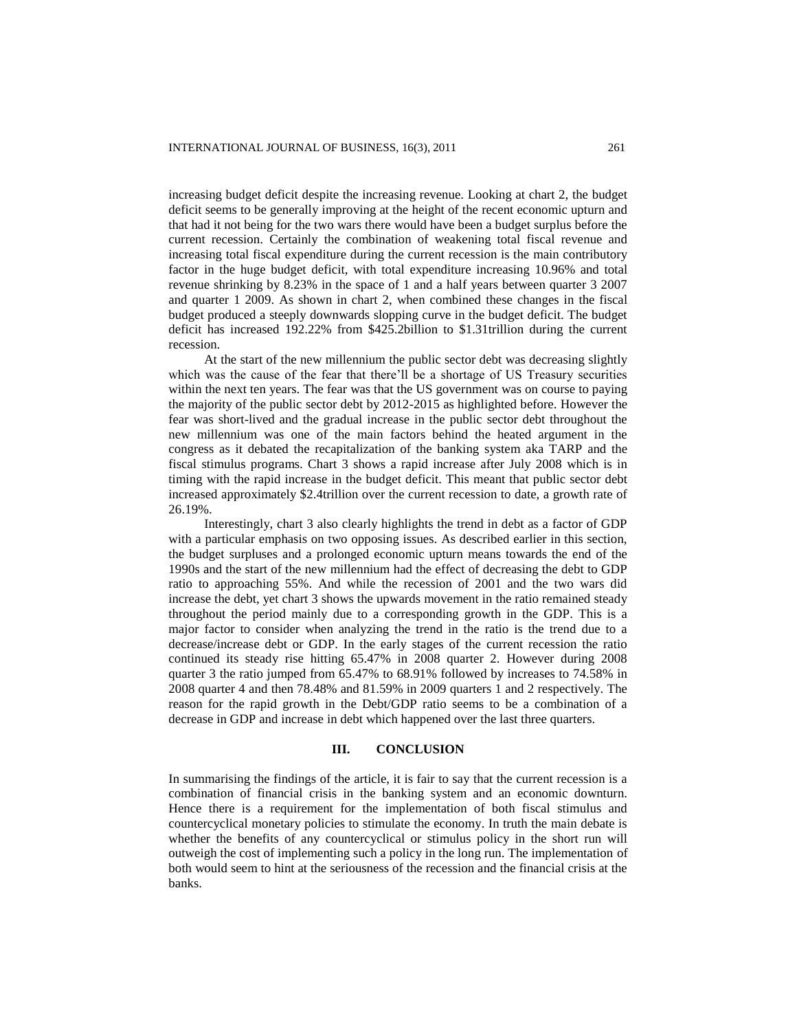increasing budget deficit despite the increasing revenue. Looking at chart 2, the budget deficit seems to be generally improving at the height of the recent economic upturn and that had it not being for the two wars there would have been a budget surplus before the current recession. Certainly the combination of weakening total fiscal revenue and increasing total fiscal expenditure during the current recession is the main contributory factor in the huge budget deficit, with total expenditure increasing 10.96% and total revenue shrinking by 8.23% in the space of 1 and a half years between quarter 3 2007 and quarter 1 2009. As shown in chart 2, when combined these changes in the fiscal budget produced a steeply downwards slopping curve in the budget deficit. The budget deficit has increased 192.22% from $425.2billion to $1.31trillion during the current recession.

At the start of the new millennium the public sector debt was decreasing slightly which was the cause of the fear that there'll be a shortage of US Treasury securities within the next ten years. The fear was that the US government was on course to paying the majority of the public sector debt by 2012-2015 as highlighted before. However the fear was short-lived and the gradual increase in the public sector debt throughout the new millennium was one of the main factors behind the heated argument in the congress as it debated the recapitalization of the banking system aka TARP and the fiscal stimulus programs. Chart 3 shows a rapid increase after July 2008 which is in timing with the rapid increase in the budget deficit. This meant that public sector debt increased approximately $2.4trillion over the current recession to date, a growth rate of 26.19%.

Interestingly, chart 3 also clearly highlights the trend in debt as a factor of GDP with a particular emphasis on two opposing issues. As described earlier in this section, the budget surpluses and a prolonged economic upturn means towards the end of the 1990s and the start of the new millennium had the effect of decreasing the debt to GDP ratio to approaching 55%. And while the recession of 2001 and the two wars did increase the debt, yet chart 3 shows the upwards movement in the ratio remained steady throughout the period mainly due to a corresponding growth in the GDP. This is a major factor to consider when analyzing the trend in the ratio is the trend due to a decrease/increase debt or GDP. In the early stages of the current recession the ratio continued its steady rise hitting 65.47% in 2008 quarter 2. However during 2008 quarter 3 the ratio jumped from 65.47% to 68.91% followed by increases to 74.58% in 2008 quarter 4 and then 78.48% and 81.59% in 2009 quarters 1 and 2 respectively. The reason for the rapid growth in the Debt/GDP ratio seems to be a combination of a decrease in GDP and increase in debt which happened over the last three quarters.

## III. CONCLUSION

In summarising the findings of the article, it is fair to say that the current recession is a combination of financial crisis in the banking system and an economic downturn. Hence there is a requirement for the implementation of both fiscal stimulus and countercyclical monetary policies to stimulate the economy. In truth the main debate is whether the benefits of any countercyclical or stimulus policy in the short run will outweigh the cost of implementing such a policy in the long run. The implementation of both would seem to hint at the seriousness of the recession and the financial crisis at the banks.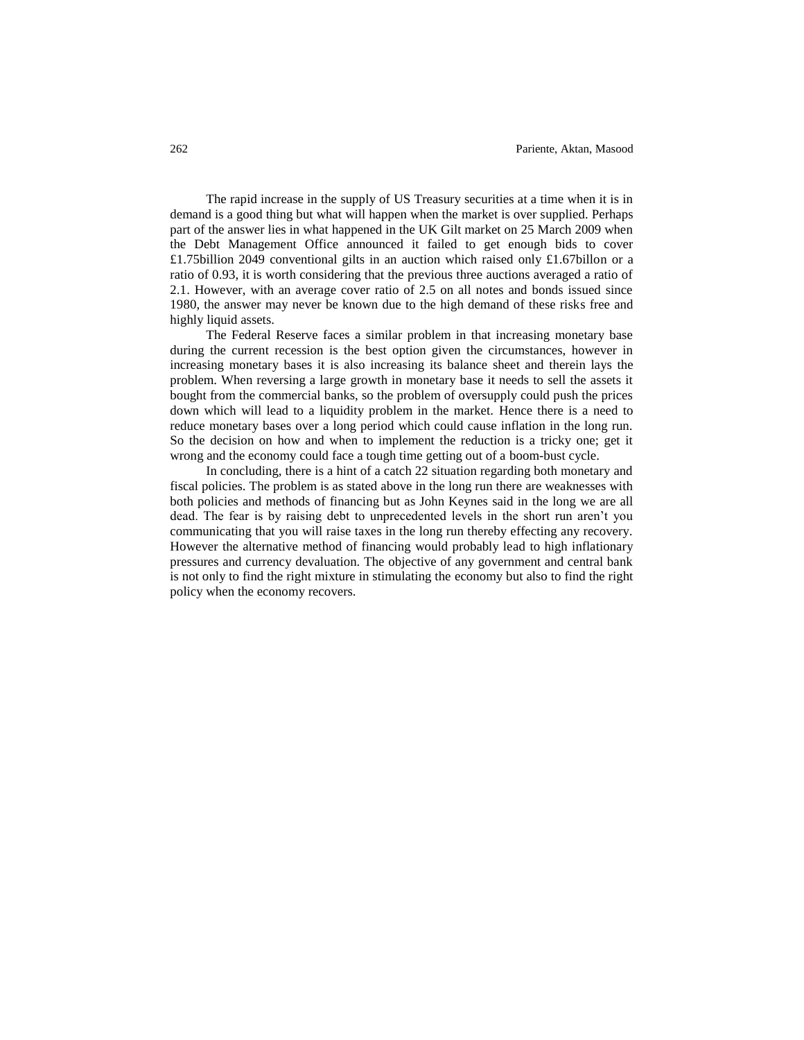The rapid increase in the supply of US Treasury securities at a time when it is in demand is a good thing but what will happen when the market is over supplied. Perhaps part of the answer lies in what happened in the UK Gilt market on 25 March 2009 when the Debt Management Office announced it failed to get enough bids to cover £1.75billion 2049 conventional gilts in an auction which raised only £1.67billon or a ratio of 0.93, it is worth considering that the previous three auctions averaged a ratio of 2.1. However, with an average cover ratio of 2.5 on all notes and bonds issued since 1980, the answer may never be known due to the high demand of these risks free and highly liquid assets.

The Federal Reserve faces a similar problem in that increasing monetary base during the current recession is the best option given the circumstances, however in increasing monetary bases it is also increasing its balance sheet and therein lays the problem. When reversing a large growth in monetary base it needs to sell the assets it bought from the commercial banks, so the problem of oversupply could push the prices down which will lead to a liquidity problem in the market. Hence there is a need to reduce monetary bases over a long period which could cause inflation in the long run. So the decision on how and when to implement the reduction is a tricky one; get it wrong and the economy could face a tough time getting out of a boom-bust cycle.

In concluding, there is a hint of a catch 22 situation regarding both monetary and fiscal policies. The problem is as stated above in the long run there are weaknesses with both policies and methods of financing but as John Keynes said in the long we are all dead. The fear is by raising debt to unprecedented levels in the short run aren't you communicating that you will raise taxes in the long run thereby effecting any recovery. However the alternative method of financing would probably lead to high inflationary pressures and currency devaluation. The objective of any government and central bank is not only to find the right mixture in stimulating the economy but also to find the right policy when the economy recovers.